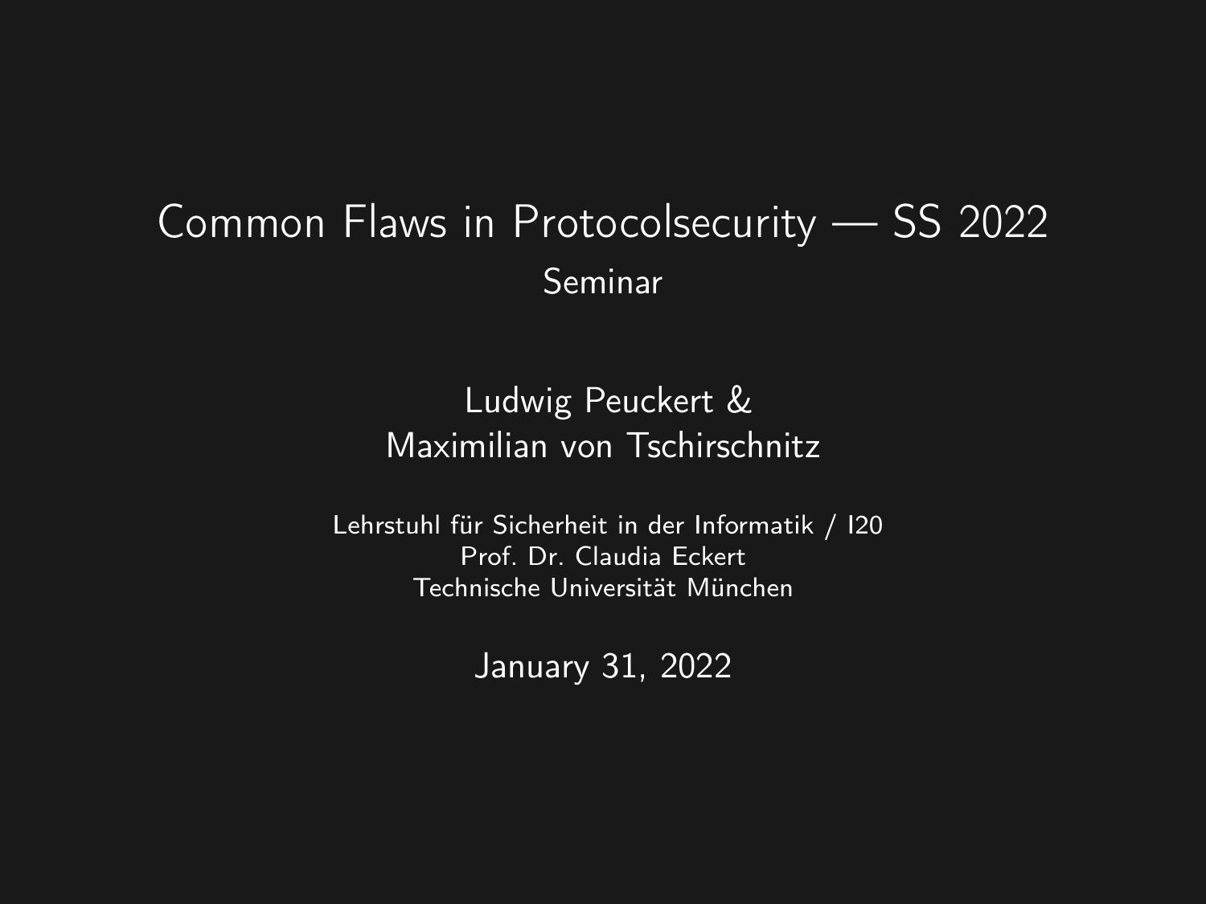# Common Flaws in Protocolsecurity — SS 2022

## Seminar

Ludwig Peuckert &
Maximilian von Tschirschnitz

Lehrstuhl für Sicherheit in der Informatik / I20
Prof. Dr. Claudia Eckert
Technische Universität München

January 31, 2022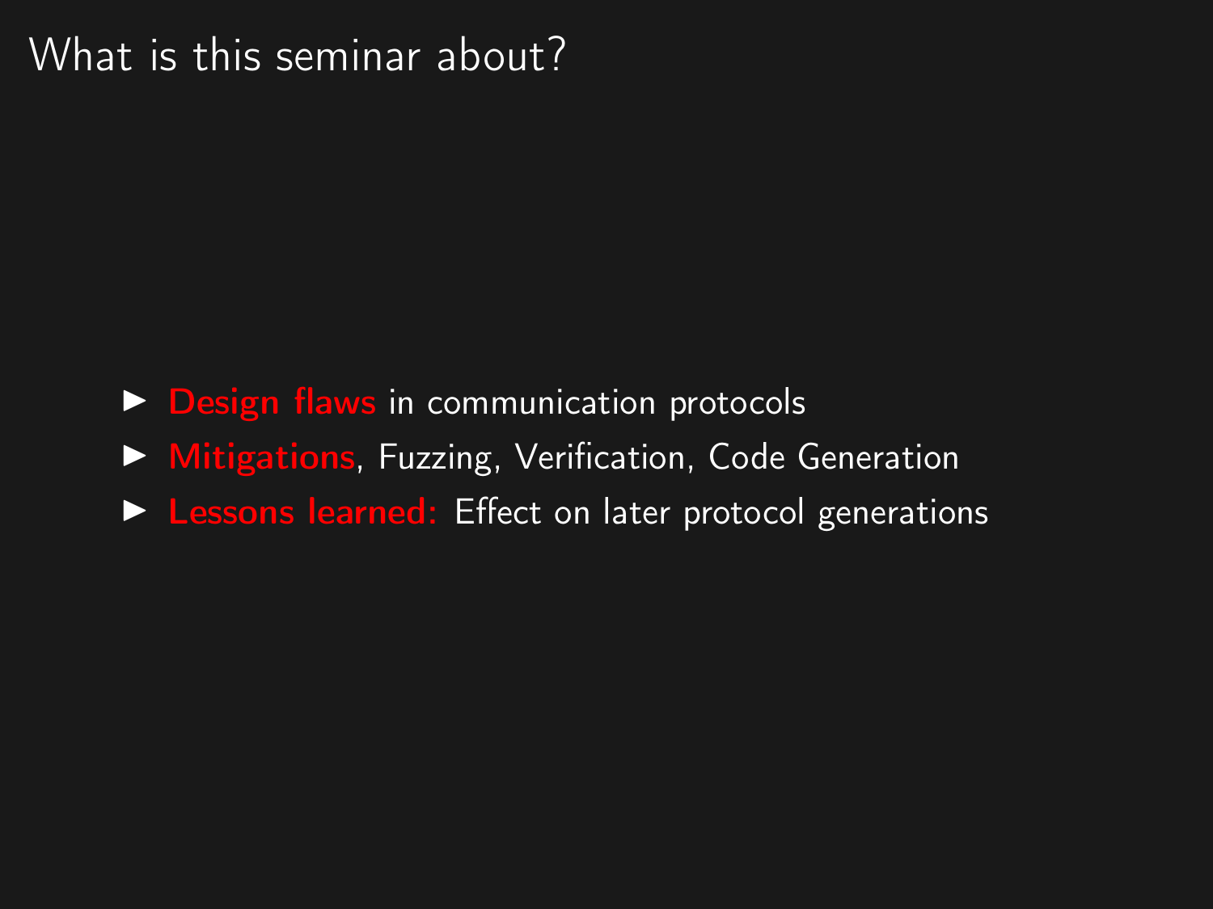# What is this seminar about?

- **Design flaws** in communication protocols
- **Mitigations**, Fuzzing, Verification, Code Generation
- **Lessons learned:** Effect on later protocol generations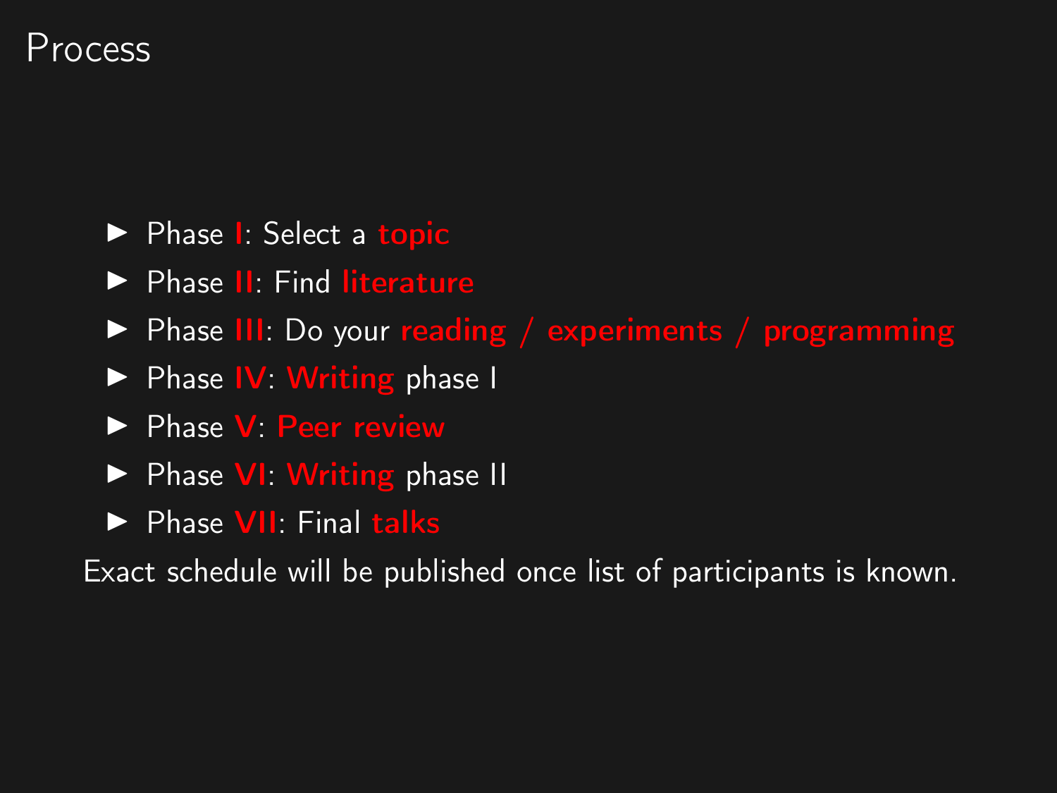# Process

- Phase **I**: Select a **topic**
- Phase **II**: Find **literature**
- Phase **III**: Do your **reading / experiments / programming**
- Phase **IV**: **Writing** phase I
- Phase **V**: **Peer review**
- Phase **VI**: **Writing** phase II
- Phase **VII**: Final **talks**

Exact schedule will be published once list of participants is known.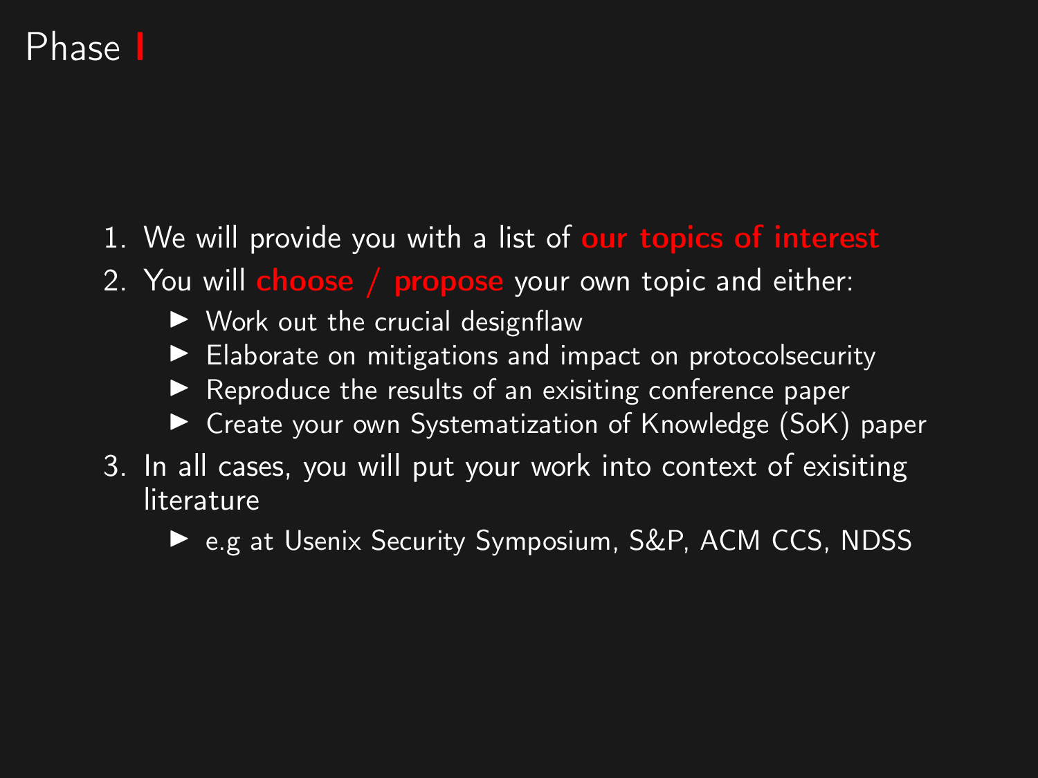# Phase I

1. We will provide you with a list of **our topics of interest**
2. You will **choose / propose** your own topic and either:
   - Work out the crucial designflaw
   - Elaborate on mitigations and impact on protocolsecurity
   - Reproduce the results of an exisiting conference paper
   - Create your own Systematization of Knowledge (SoK) paper
3. In all cases, you will put your work into context of exisiting literature
   - e.g at Usenix Security Symposium, S&P, ACM CCS, NDSS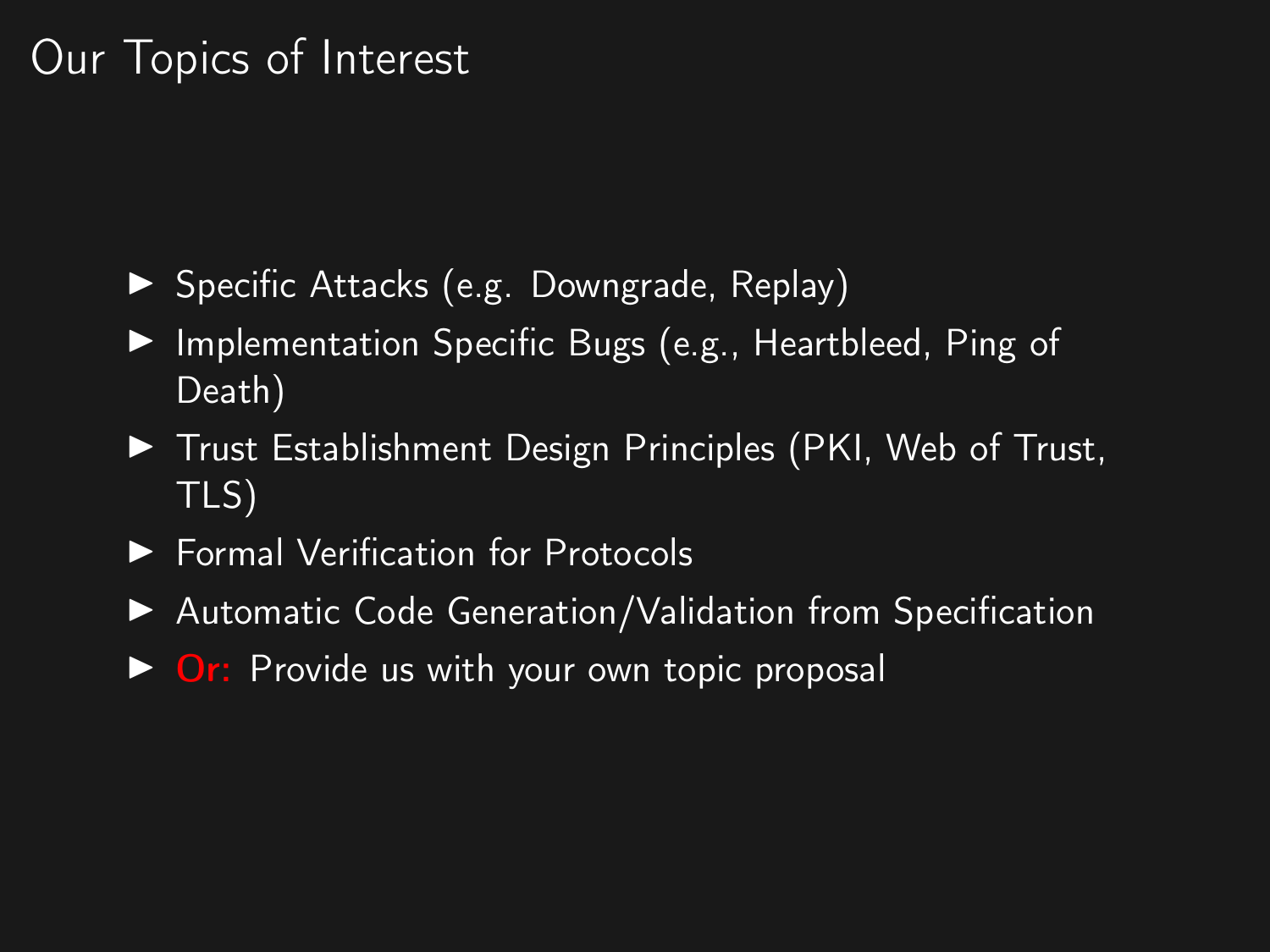# Our Topics of Interest

- Specific Attacks (e.g. Downgrade, Replay)
- Implementation Specific Bugs (e.g., Heartbleed, Ping of Death)
- Trust Establishment Design Principles (PKI, Web of Trust, TLS)
- Formal Verification for Protocols
- Automatic Code Generation/Validation from Specification
- **Or:** Provide us with your own topic proposal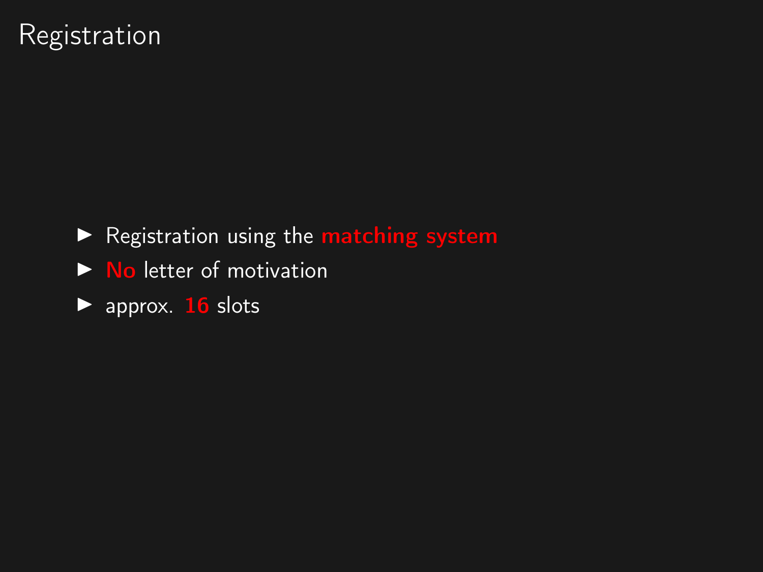# Registration

- Registration using the **matching system**
- **No** letter of motivation
- approx. **16** slots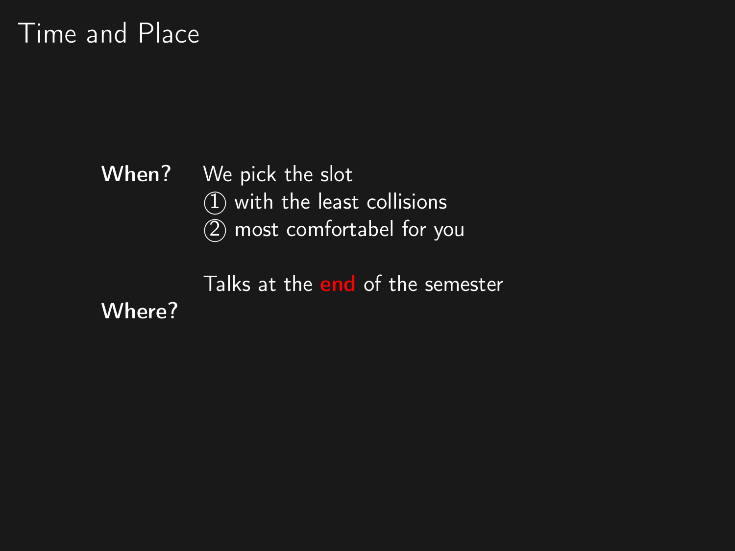# Time and Place

**When?** We pick the slot

① with the least collisions

② most comfortabel for you

Talks at the **end** of the semester

**Where?**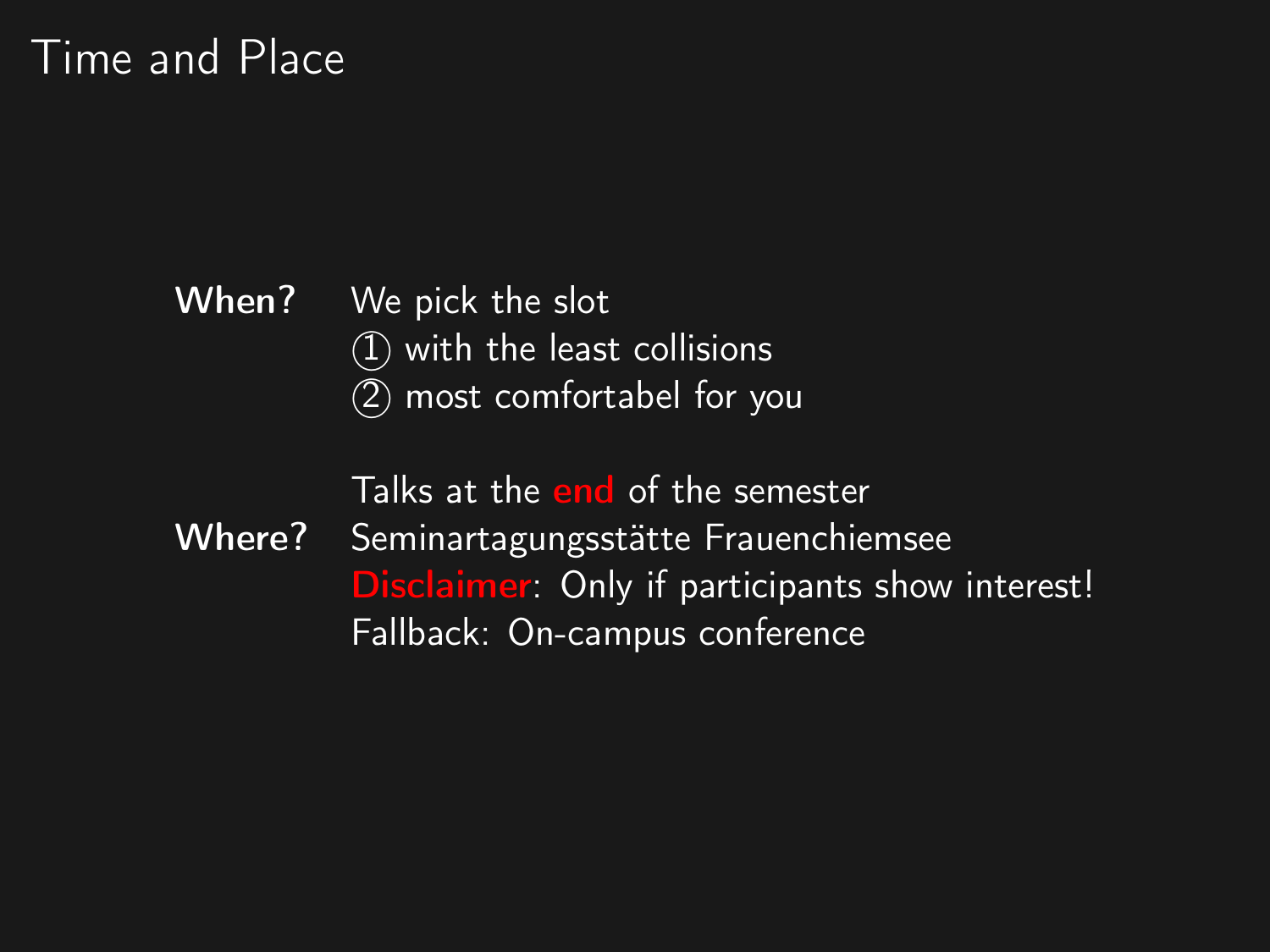# Time and Place

**When?** We pick the slot

① with the least collisions

② most comfortabel for you

Talks at the **end** of the semester

**Where?** Seminartagungsstätte Frauenchiemsee

**Disclaimer**: Only if participants show interest!

Fallback: On-campus conference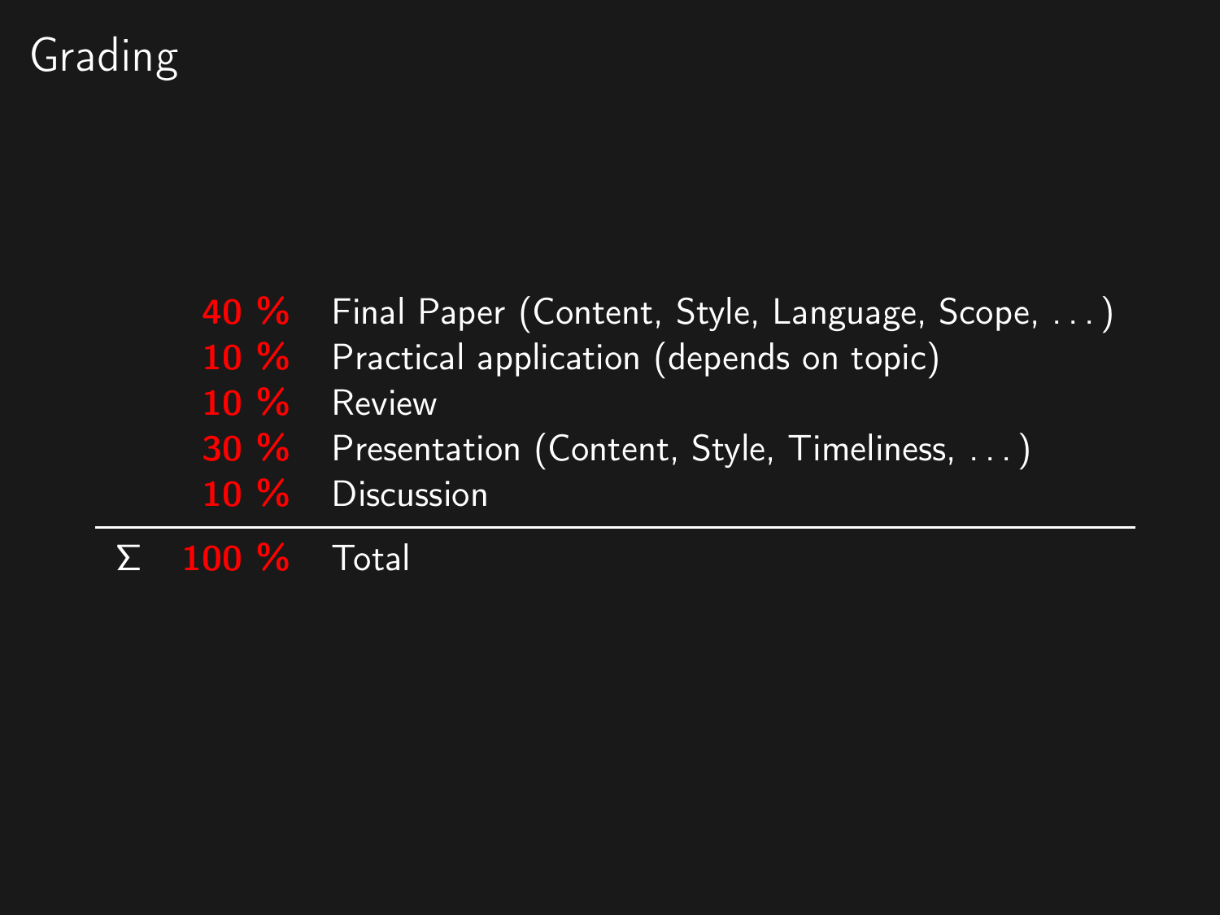# Grading

| | | |
|---|---|---|
| | **40 %** | Final Paper (Content, Style, Language, Scope, . . . ) |
| | **10 %** | Practical application (depends on topic) |
| | **10 %** | Review |
| | **30 %** | Presentation (Content, Style, Timeliness, . . . ) |
| | **10 %** | Discussion |
| Σ | **100 %** | Total |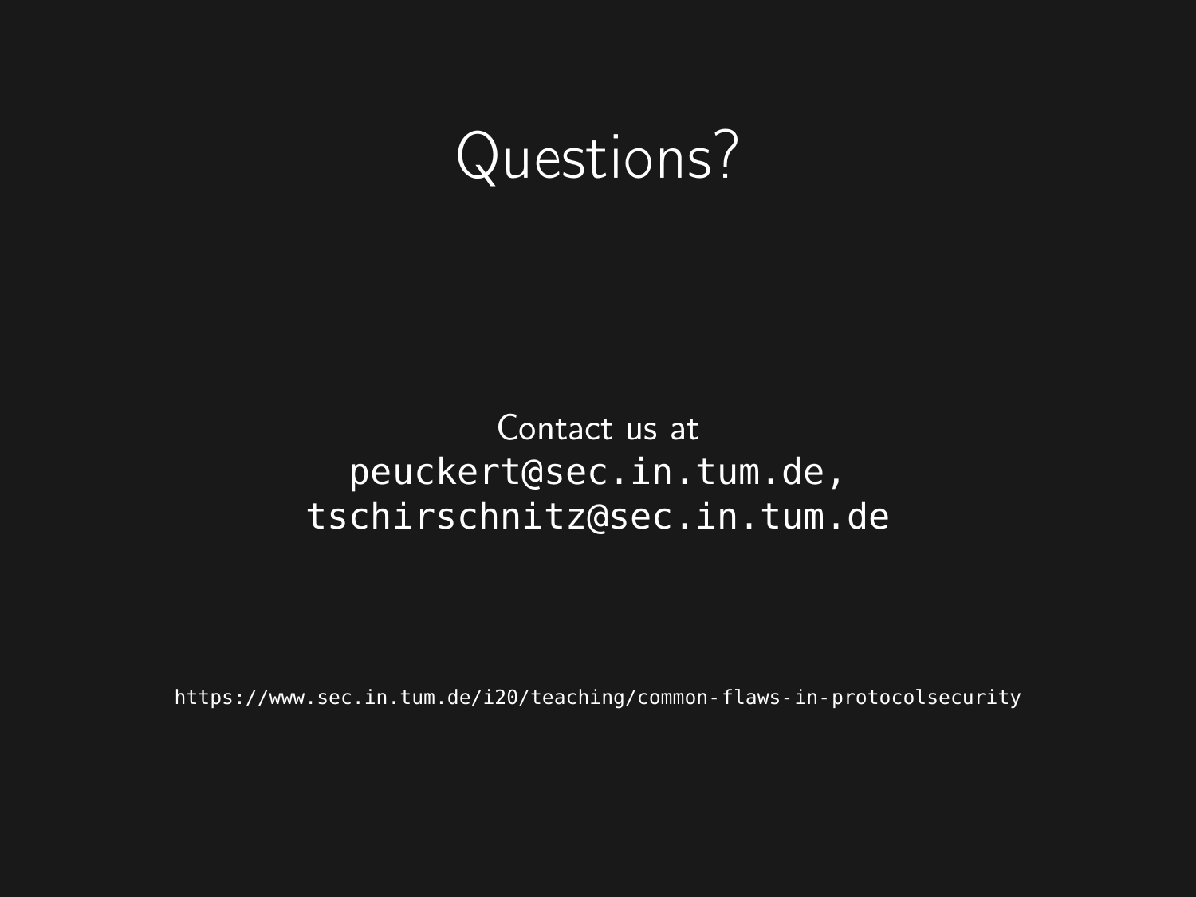# Questions?

Contact us at
`peuckert@sec.in.tum.de`,
`tschirschnitz@sec.in.tum.de`

`https://www.sec.in.tum.de/i20/teaching/common-flaws-in-protocolsecurity`